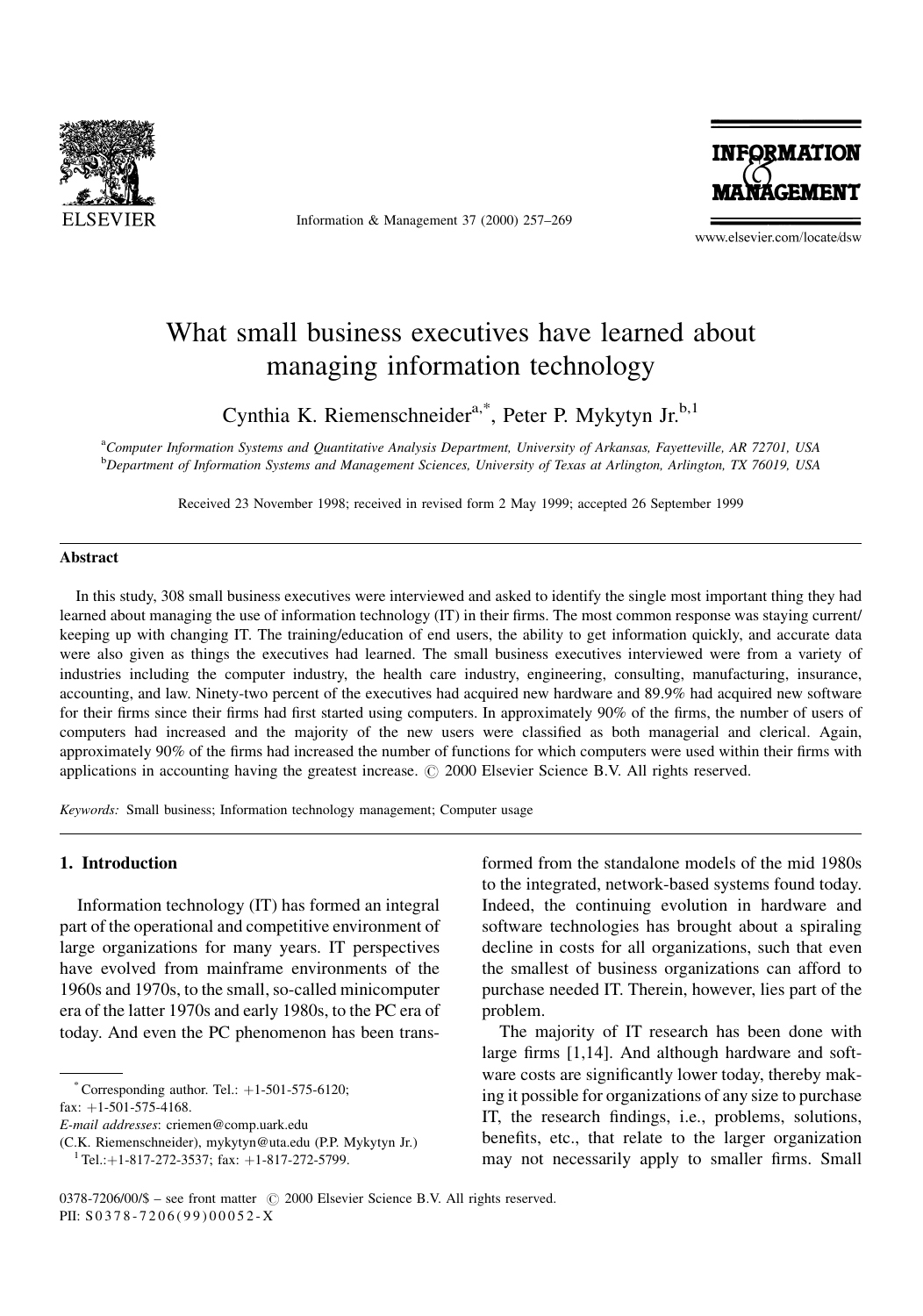# What small business executives have learned about managing information technology

Cynthia K. Riemenschneider[a,*], Peter P. Mykytyn Jr.[b,1]

[a]*Computer Information Systems and Quantitative Analysis Department, University of Arkansas, Fayetteville, AR 72701, USA*
[b]*Department of Information Systems and Management Sciences, University of Texas at Arlington, Arlington, TX 76019, USA*

Received 23 November 1998; received in revised form 2 May 1999; accepted 26 September 1999

## Abstract

In this study, 308 small business executives were interviewed and asked to identify the single most important thing they had learned about managing the use of information technology (IT) in their firms. The most common response was staying current/keeping up with changing IT. The training/education of end users, the ability to get information quickly, and accurate data were also given as things the executives had learned. The small business executives interviewed were from a variety of industries including the computer industry, the health care industry, engineering, consulting, manufacturing, insurance, accounting, and law. Ninety-two percent of the executives had acquired new hardware and 89.9% had acquired new software for their firms since their firms had first started using computers. In approximately 90% of the firms, the number of users of computers had increased and the majority of the new users were classified as both managerial and clerical. Again, approximately 90% of the firms had increased the number of functions for which computers were used within their firms with applications in accounting having the greatest increase. © 2000 Elsevier Science B.V. All rights reserved.

*Keywords:* Small business; Information technology management; Computer usage

## 1. Introduction

Information technology (IT) has formed an integral part of the operational and competitive environment of large organizations for many years. IT perspectives have evolved from mainframe environments of the 1960s and 1970s, to the small, so-called minicomputer era of the latter 1970s and early 1980s, to the PC era of today. And even the PC phenomenon has been transformed from the standalone models of the mid 1980s to the integrated, network-based systems found today. Indeed, the continuing evolution in hardware and software technologies has brought about a spiraling decline in costs for all organizations, such that even the smallest of business organizations can afford to purchase needed IT. Therein, however, lies part of the problem.

The majority of IT research has been done with large firms [1,14]. And although hardware and software costs are significantly lower today, thereby making it possible for organizations of any size to purchase IT, the research findings, i.e., problems, solutions, benefits, etc., that relate to the larger organization may not necessarily apply to smaller firms. Small

---

[*] Corresponding author. Tel.: +1-501-575-6120; fax: +1-501-575-4168.
*E-mail addresses*: criemen@comp.uark.edu (C.K. Riemenschneider), mykytyn@uta.edu (P.P. Mykytyn Jr.)
[1] Tel.:+1-817-272-3537; fax: +1-817-272-5799.

0378-7206/00/$ – see front matter © 2000 Elsevier Science B.V. All rights reserved.
PII: S0378-7206(99)00052-X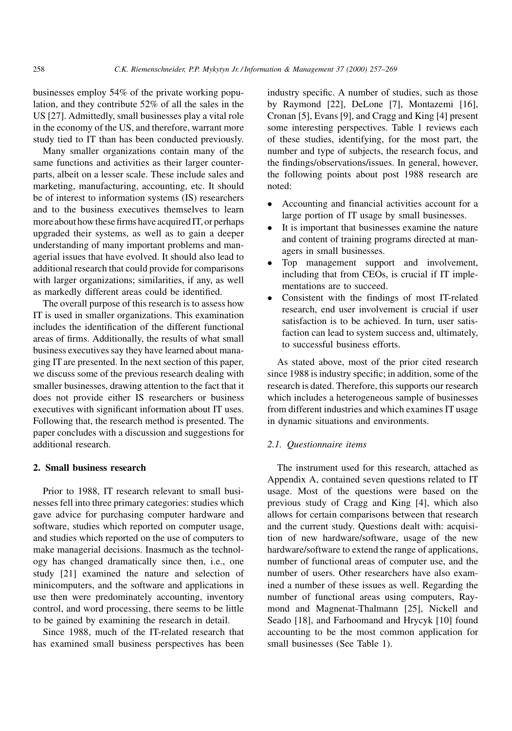businesses employ 54% of the private working population, and they contribute 52% of all the sales in the US [27]. Admittedly, small businesses play a vital role in the economy of the US, and therefore, warrant more study tied to IT than has been conducted previously.

Many smaller organizations contain many of the same functions and activities as their larger counterparts, albeit on a lesser scale. These include sales and marketing, manufacturing, accounting, etc. It should be of interest to information systems (IS) researchers and to the business executives themselves to learn more about how these firms have acquired IT, or perhaps upgraded their systems, as well as to gain a deeper understanding of many important problems and managerial issues that have evolved. It should also lead to additional research that could provide for comparisons with larger organizations; similarities, if any, as well as markedly different areas could be identified.

The overall purpose of this research is to assess how IT is used in smaller organizations. This examination includes the identification of the different functional areas of firms. Additionally, the results of what small business executives say they have learned about managing IT are presented. In the next section of this paper, we discuss some of the previous research dealing with smaller businesses, drawing attention to the fact that it does not provide either IS researchers or business executives with significant information about IT uses. Following that, the research method is presented. The paper concludes with a discussion and suggestions for additional research.

## 2. Small business research

Prior to 1988, IT research relevant to small businesses fell into three primary categories: studies which gave advice for purchasing computer hardware and software, studies which reported on computer usage, and studies which reported on the use of computers to make managerial decisions. Inasmuch as the technology has changed dramatically since then, i.e., one study [21] examined the nature and selection of minicomputers, and the software and applications in use then were predominately accounting, inventory control, and word processing, there seems to be little to be gained by examining the research in detail.

Since 1988, much of the IT-related research that has examined small business perspectives has been industry specific. A number of studies, such as those by Raymond [22], DeLone [7], Montazemi [16], Cronan [5], Evans [9], and Cragg and King [4] present some interesting perspectives. Table 1 reviews each of these studies, identifying, for the most part, the number and type of subjects, the research focus, and the findings/observations/issues. In general, however, the following points about post 1988 research are noted:

- Accounting and financial activities account for a large portion of IT usage by small businesses.
- It is important that businesses examine the nature and content of training programs directed at managers in small businesses.
- Top management support and involvement, including that from CEOs, is crucial if IT implementations are to succeed.
- Consistent with the findings of most IT-related research, end user involvement is crucial if user satisfaction is to be achieved. In turn, user satisfaction can lead to system success and, ultimately, to successful business efforts.

As stated above, most of the prior cited research since 1988 is industry specific; in addition, some of the research is dated. Therefore, this supports our research which includes a heterogeneous sample of businesses from different industries and which examines IT usage in dynamic situations and environments.

### 2.1. Questionnaire items

The instrument used for this research, attached as Appendix A, contained seven questions related to IT usage. Most of the questions were based on the previous study of Cragg and King [4], which also allows for certain comparisons between that research and the current study. Questions dealt with: acquisition of new hardware/software, usage of the new hardware/software to extend the range of applications, number of functional areas of computer use, and the number of users. Other researchers have also examined a number of these issues as well. Regarding the number of functional areas using computers, Raymond and Magnenat-Thalmann [25], Nickell and Seado [18], and Farhoomand and Hrycyk [10] found accounting to be the most common application for small businesses (See Table 1).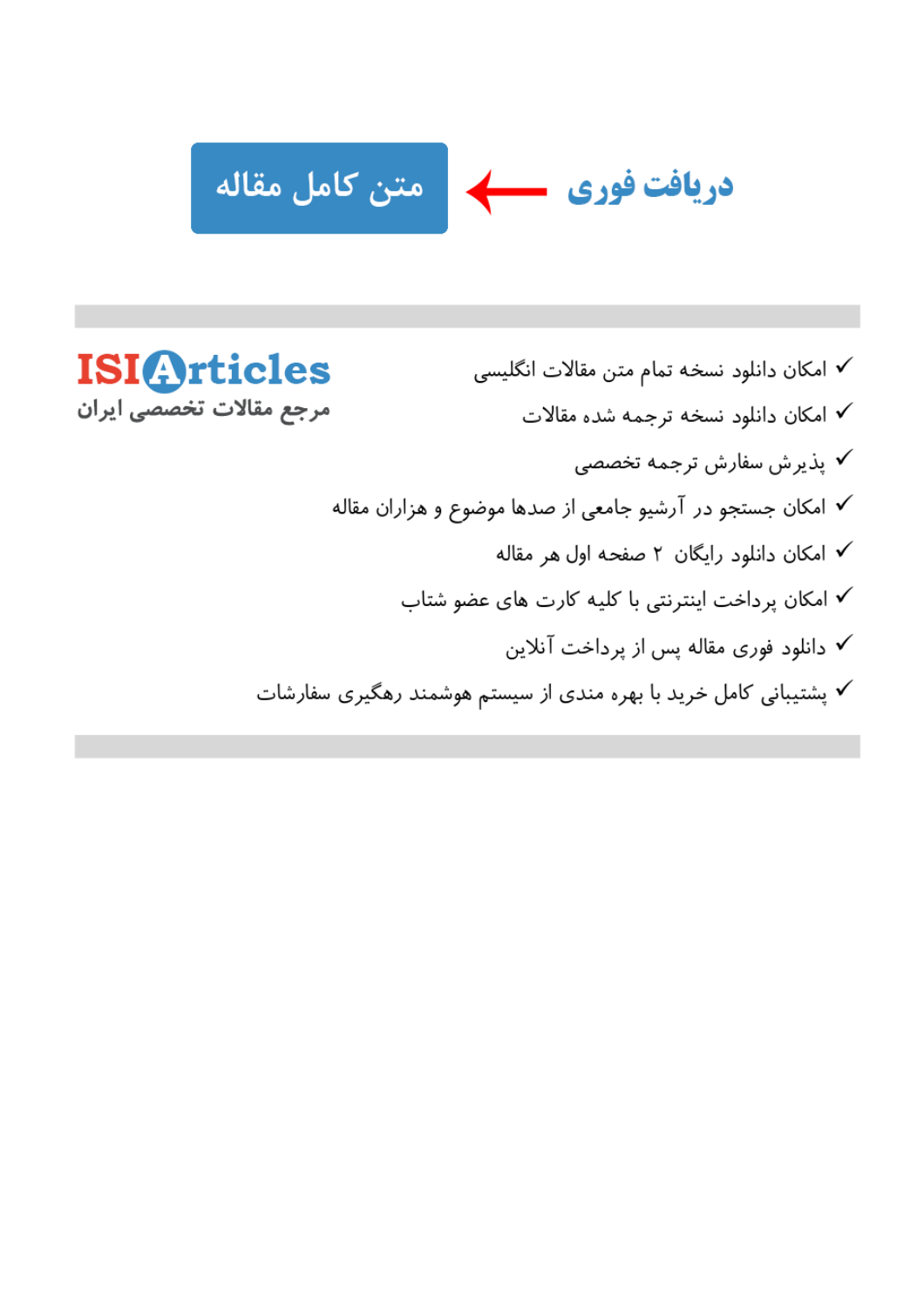دریافت فوری ← **متن کامل مقاله**

**ISIArticles**
مرجع مقالات تخصصی ایران

- ✓ امکان دانلود نسخه تمام متن مقالات انگلیسی
- ✓ امکان دانلود نسخه ترجمه شده مقالات
- ✓ پذیرش سفارش ترجمه تخصصی
- ✓ امکان جستجو در آرشیو جامعی از صدها موضوع و هزاران مقاله
- ✓ امکان دانلود رایگان ۲ صفحه اول هر مقاله
- ✓ امکان پرداخت اینترنتی با کلیه کارت های عضو شتاب
- ✓ دانلود فوری مقاله پس از پرداخت آنلاین
- ✓ پشتیبانی کامل خرید با بهره مندی از سیستم هوشمند رهگیری سفارشات